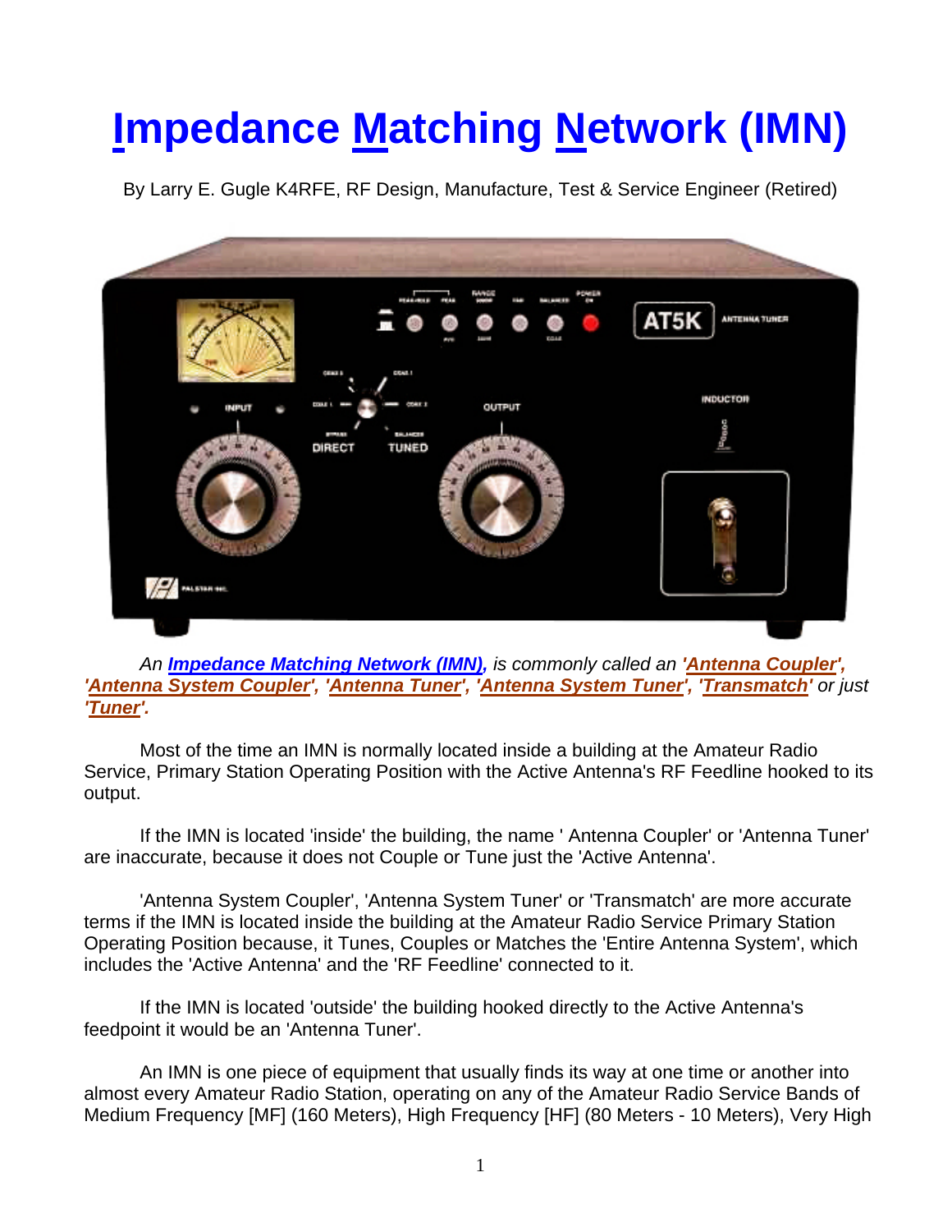# Impedance Matching Network (IMN)

By Larry E. Gugle K4RFE, RF Design, Manufacture, Test & Service Engineer (Retired)

*An **Impedance Matching Network (IMN)**, is commonly called an **'Antenna Coupler'**, **'Antenna System Coupler'**, **'Antenna Tuner'**, **'Antenna System Tuner'**, **'Transmatch'** or just **'Tuner'**.*

Most of the time an IMN is normally located inside a building at the Amateur Radio Service, Primary Station Operating Position with the Active Antenna's RF Feedline hooked to its output.

If the IMN is located 'inside' the building, the name ' Antenna Coupler' or 'Antenna Tuner' are inaccurate, because it does not Couple or Tune just the 'Active Antenna'.

'Antenna System Coupler', 'Antenna System Tuner' or 'Transmatch' are more accurate terms if the IMN is located inside the building at the Amateur Radio Service Primary Station Operating Position because, it Tunes, Couples or Matches the 'Entire Antenna System', which includes the 'Active Antenna' and the 'RF Feedline' connected to it.

If the IMN is located 'outside' the building hooked directly to the Active Antenna's feedpoint it would be an 'Antenna Tuner'.

An IMN is one piece of equipment that usually finds its way at one time or another into almost every Amateur Radio Station, operating on any of the Amateur Radio Service Bands of Medium Frequency [MF] (160 Meters), High Frequency [HF] (80 Meters - 10 Meters), Very High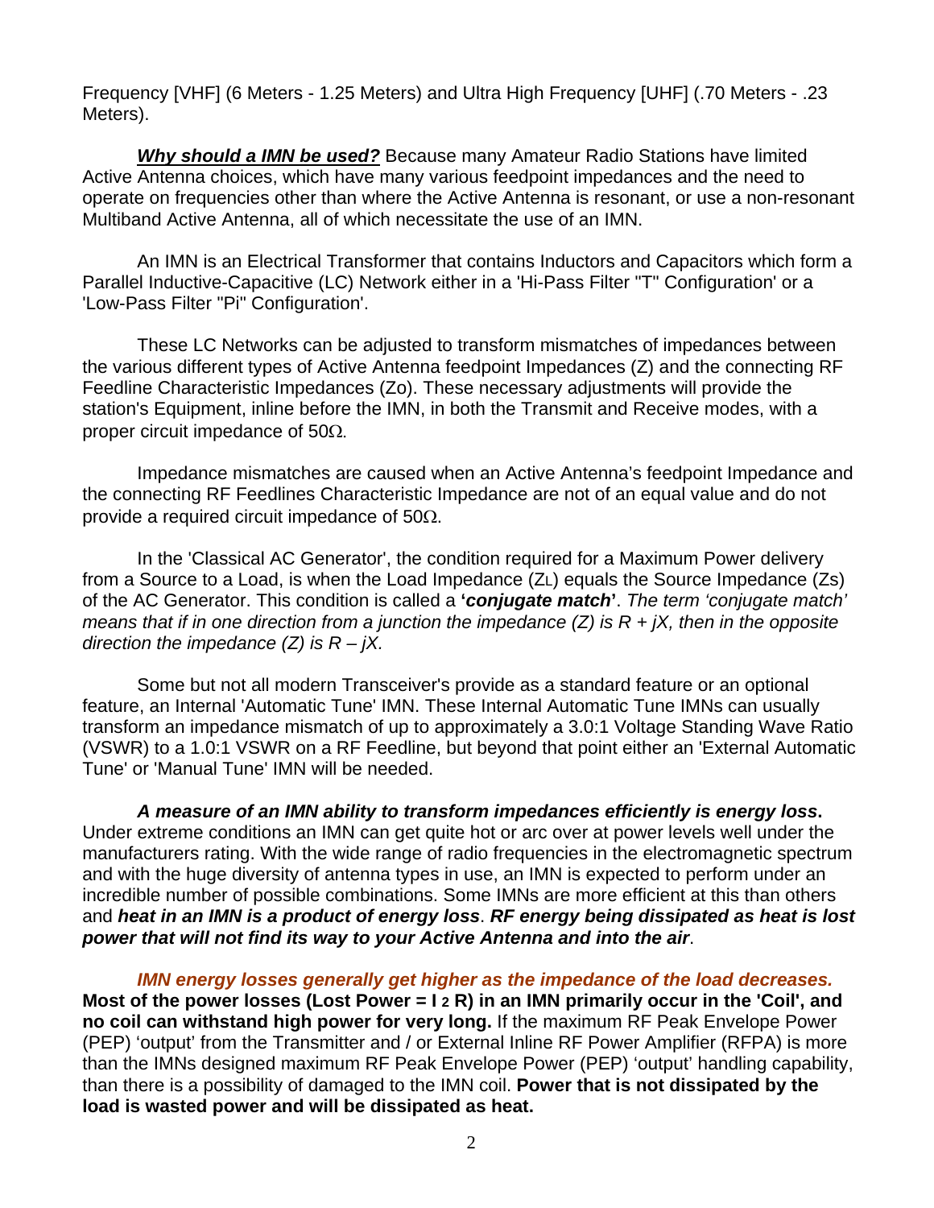Frequency [VHF] (6 Meters - 1.25 Meters) and Ultra High Frequency [UHF] (.70 Meters - .23 Meters).

***Why should a IMN be used?*** Because many Amateur Radio Stations have limited Active Antenna choices, which have many various feedpoint impedances and the need to operate on frequencies other than where the Active Antenna is resonant, or use a non-resonant Multiband Active Antenna, all of which necessitate the use of an IMN.

An IMN is an Electrical Transformer that contains Inductors and Capacitors which form a Parallel Inductive-Capacitive (LC) Network either in a 'Hi-Pass Filter "T" Configuration' or a 'Low-Pass Filter "Pi" Configuration'.

These LC Networks can be adjusted to transform mismatches of impedances between the various different types of Active Antenna feedpoint Impedances (Z) and the connecting RF Feedline Characteristic Impedances (Zo). These necessary adjustments will provide the station's Equipment, inline before the IMN, in both the Transmit and Receive modes, with a proper circuit impedance of 50Ω.

Impedance mismatches are caused when an Active Antenna's feedpoint Impedance and the connecting RF Feedlines Characteristic Impedance are not of an equal value and do not provide a required circuit impedance of 50Ω.

In the 'Classical AC Generator', the condition required for a Maximum Power delivery from a Source to a Load, is when the Load Impedance ($Z_L$) equals the Source Impedance (Zs) of the AC Generator. This condition is called a **'*conjugate match*'**. *The term 'conjugate match' means that if in one direction from a junction the impedance (Z) is R + jX, then in the opposite direction the impedance (Z) is R – jX.*

Some but not all modern Transceiver's provide as a standard feature or an optional feature, an Internal 'Automatic Tune' IMN. These Internal Automatic Tune IMNs can usually transform an impedance mismatch of up to approximately a 3.0:1 Voltage Standing Wave Ratio (VSWR) to a 1.0:1 VSWR on a RF Feedline, but beyond that point either an 'External Automatic Tune' or 'Manual Tune' IMN will be needed.

***A measure of an IMN ability to transform impedances efficiently is energy loss*.** Under extreme conditions an IMN can get quite hot or arc over at power levels well under the manufacturers rating. With the wide range of radio frequencies in the electromagnetic spectrum and with the huge diversity of antenna types in use, an IMN is expected to perform under an incredible number of possible combinations. Some IMNs are more efficient at this than others and ***heat in an IMN is a product of energy loss***. ***RF energy being dissipated as heat is lost power that will not find its way to your Active Antenna and into the air***.

***IMN energy losses generally get higher as the impedance of the load decreases.*** **Most of the power losses (Lost Power = $I^2 R$) in an IMN primarily occur in the 'Coil', and no coil can withstand high power for very long.** If the maximum RF Peak Envelope Power (PEP) 'output' from the Transmitter and / or External Inline RF Power Amplifier (RFPA) is more than the IMNs designed maximum RF Peak Envelope Power (PEP) 'output' handling capability, than there is a possibility of damaged to the IMN coil. **Power that is not dissipated by the load is wasted power and will be dissipated as heat.**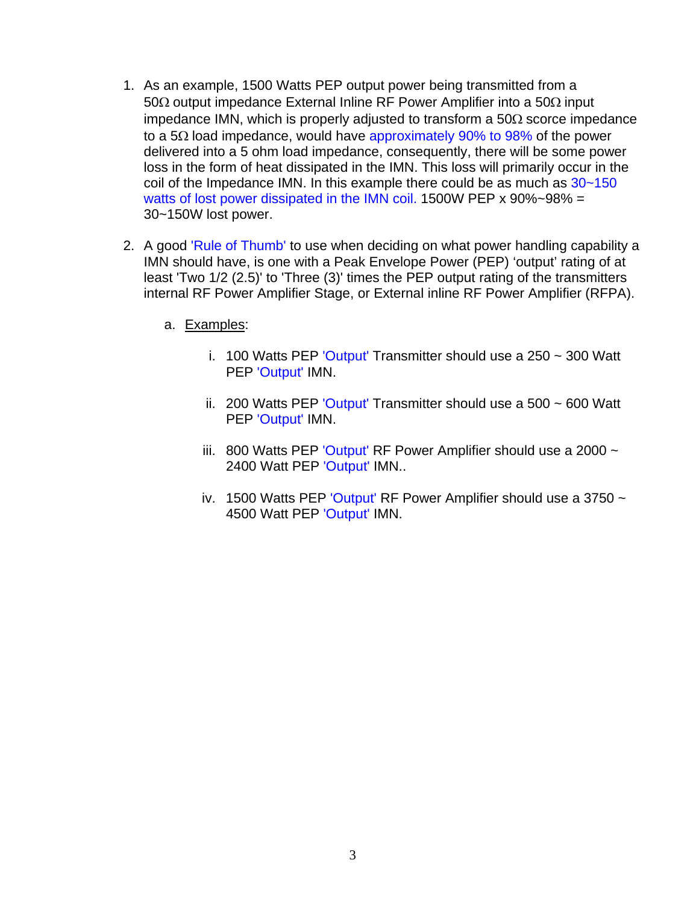1. As an example, 1500 Watts PEP output power being transmitted from a 50Ω output impedance External Inline RF Power Amplifier into a 50Ω input impedance IMN, which is properly adjusted to transform a 50Ω scorce impedance to a 5Ω load impedance, would have approximately 90% to 98% of the power delivered into a 5 ohm load impedance, consequently, there will be some power loss in the form of heat dissipated in the IMN. This loss will primarily occur in the coil of the Impedance IMN. In this example there could be as much as 30~150 watts of lost power dissipated in the IMN coil. 1500W PEP x 90%~98% = 30~150W lost power.

2. A good 'Rule of Thumb' to use when deciding on what power handling capability a IMN should have, is one with a Peak Envelope Power (PEP) 'output' rating of at least 'Two 1/2 (2.5)' to 'Three (3)' times the PEP output rating of the transmitters internal RF Power Amplifier Stage, or External inline RF Power Amplifier (RFPA).

   a. Examples:

      i. 100 Watts PEP 'Output' Transmitter should use a 250 ~ 300 Watt PEP 'Output' IMN.

      ii. 200 Watts PEP 'Output' Transmitter should use a 500 ~ 600 Watt PEP 'Output' IMN.

      iii. 800 Watts PEP 'Output' RF Power Amplifier should use a 2000 ~ 2400 Watt PEP 'Output' IMN..

      iv. 1500 Watts PEP 'Output' RF Power Amplifier should use a 3750 ~ 4500 Watt PEP 'Output' IMN.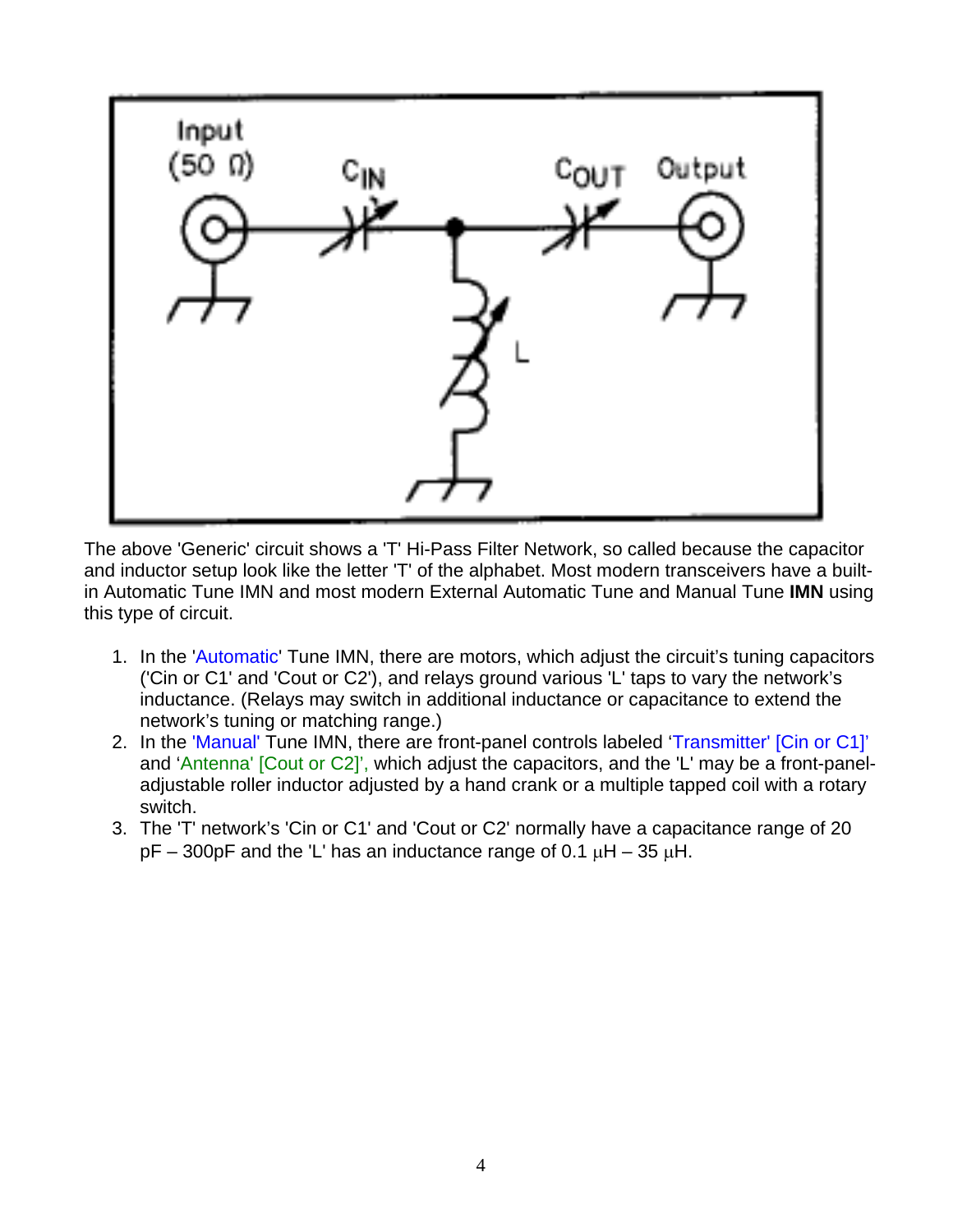The above 'Generic' circuit shows a 'T' Hi-Pass Filter Network, so called because the capacitor and inductor setup look like the letter 'T' of the alphabet. Most modern transceivers have a built-in Automatic Tune IMN and most modern External Automatic Tune and Manual Tune **IMN** using this type of circuit.

1. In the 'Automatic' Tune IMN, there are motors, which adjust the circuit's tuning capacitors ('Cin or C1' and 'Cout or C2'), and relays ground various 'L' taps to vary the network's inductance. (Relays may switch in additional inductance or capacitance to extend the network's tuning or matching range.)
2. In the 'Manual' Tune IMN, there are front-panel controls labeled 'Transmitter' [Cin or C1]' and 'Antenna' [Cout or C2]', which adjust the capacitors, and the 'L' may be a front-panel-adjustable roller inductor adjusted by a hand crank or a multiple tapped coil with a rotary switch.
3. The 'T' network's 'Cin or C1' and 'Cout or C2' normally have a capacitance range of 20 pF – 300pF and the 'L' has an inductance range of 0.1 μH – 35 μH.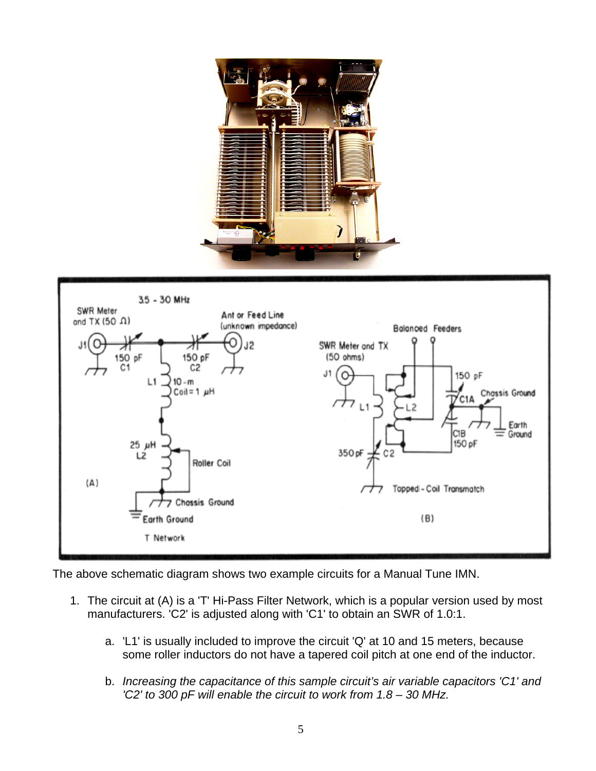The above schematic diagram shows two example circuits for a Manual Tune IMN.

1. The circuit at (A) is a 'T' Hi-Pass Filter Network, which is a popular version used by most manufacturers. 'C2' is adjusted along with 'C1' to obtain an SWR of 1.0:1.

   a. 'L1' is usually included to improve the circuit 'Q' at 10 and 15 meters, because some roller inductors do not have a tapered coil pitch at one end of the inductor.

   b. *Increasing the capacitance of this sample circuit's air variable capacitors 'C1' and 'C2' to 300 pF will enable the circuit to work from 1.8 – 30 MHz.*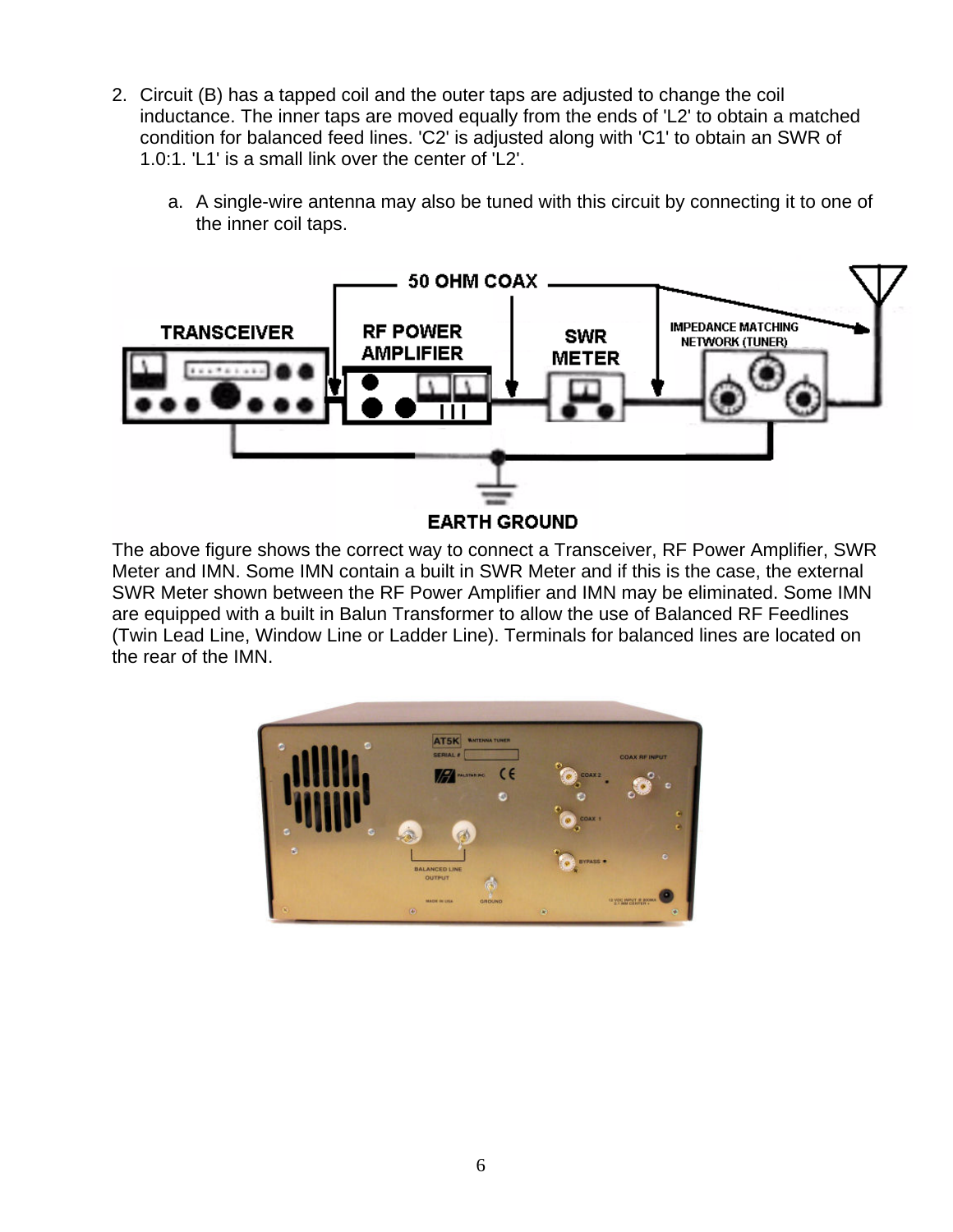2. Circuit (B) has a tapped coil and the outer taps are adjusted to change the coil inductance. The inner taps are moved equally from the ends of 'L2' to obtain a matched condition for balanced feed lines. 'C2' is adjusted along with 'C1' to obtain an SWR of 1.0:1. 'L1' is a small link over the center of 'L2'.

    a. A single-wire antenna may also be tuned with this circuit by connecting it to one of the inner coil taps.

50 OHM COAX

TRANSCEIVER

RF POWER AMPLIFIER

SWR METER

IMPEDANCE MATCHING NETWORK (TUNER)

EARTH GROUND

The above figure shows the correct way to connect a Transceiver, RF Power Amplifier, SWR Meter and IMN. Some IMN contain a built in SWR Meter and if this is the case, the external SWR Meter shown between the RF Power Amplifier and IMN may be eliminated. Some IMN are equipped with a built in Balun Transformer to allow the use of Balanced RF Feedlines (Twin Lead Line, Window Line or Ladder Line). Terminals for balanced lines are located on the rear of the IMN.